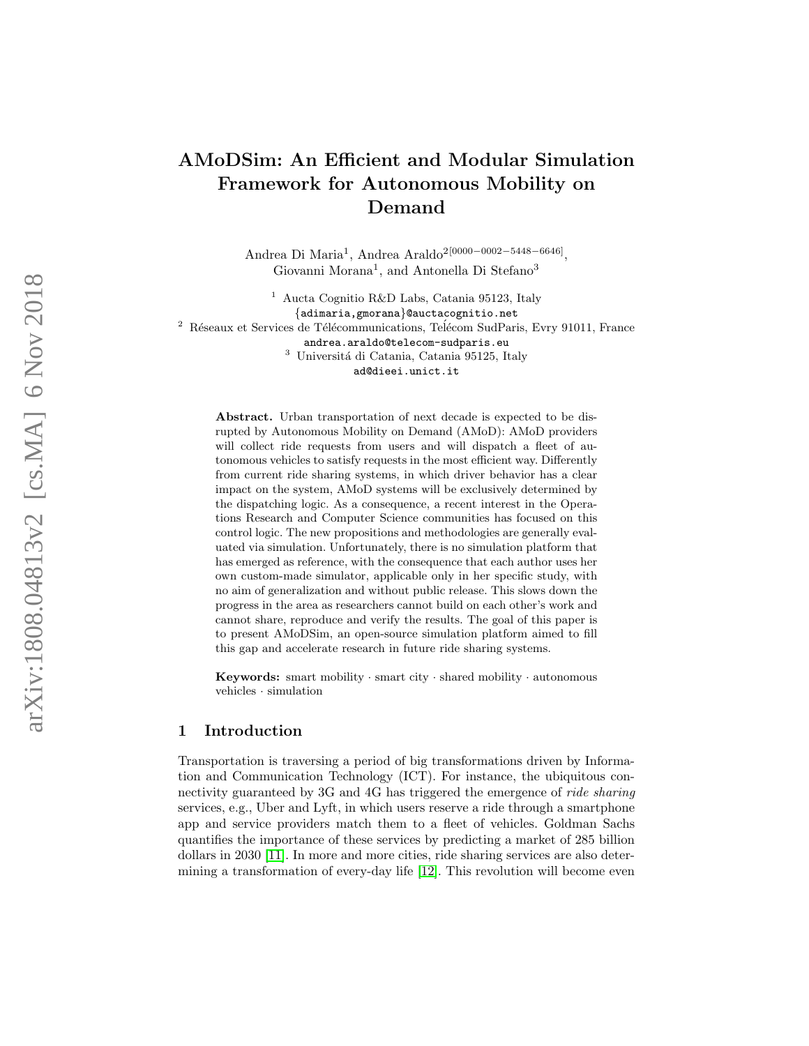# AMoDSim: An Efficient and Modular Simulation Framework for Autonomous Mobility on Demand

Andrea Di Maria[1], Andrea Araldo[2][0000−0002−5448−6646], Giovanni Morana[1], and Antonella Di Stefano[3]

[1] Aucta Cognitio R&D Labs, Catania 95123, Italy
{adimaria,gmorana}@auctacognitio.net

[2] Réseaux et Services de Télécommunications, Telécom SudParis, Evry 91011, France
andrea.araldo@telecom-sudparis.eu

[3] Universitá di Catania, Catania 95125, Italy
ad@dieei.unict.it

**Abstract.** Urban transportation of next decade is expected to be disrupted by Autonomous Mobility on Demand (AMoD): AMoD providers will collect ride requests from users and will dispatch a fleet of autonomous vehicles to satisfy requests in the most efficient way. Differently from current ride sharing systems, in which driver behavior has a clear impact on the system, AMoD systems will be exclusively determined by the dispatching logic. As a consequence, a recent interest in the Operations Research and Computer Science communities has focused on this control logic. The new propositions and methodologies are generally evaluated via simulation. Unfortunately, there is no simulation platform that has emerged as reference, with the consequence that each author uses her own custom-made simulator, applicable only in her specific study, with no aim of generalization and without public release. This slows down the progress in the area as researchers cannot build on each other's work and cannot share, reproduce and verify the results. The goal of this paper is to present AMoDSim, an open-source simulation platform aimed to fill this gap and accelerate research in future ride sharing systems.

**Keywords:** smart mobility · smart city · shared mobility · autonomous vehicles · simulation

## 1 Introduction

Transportation is traversing a period of big transformations driven by Information and Communication Technology (ICT). For instance, the ubiquitous connectivity guaranteed by 3G and 4G has triggered the emergence of *ride sharing* services, e.g., Uber and Lyft, in which users reserve a ride through a smartphone app and service providers match them to a fleet of vehicles. Goldman Sachs quantifies the importance of these services by predicting a market of 285 billion dollars in 2030 [11]. In more and more cities, ride sharing services are also determining a transformation of every-day life [12]. This revolution will become even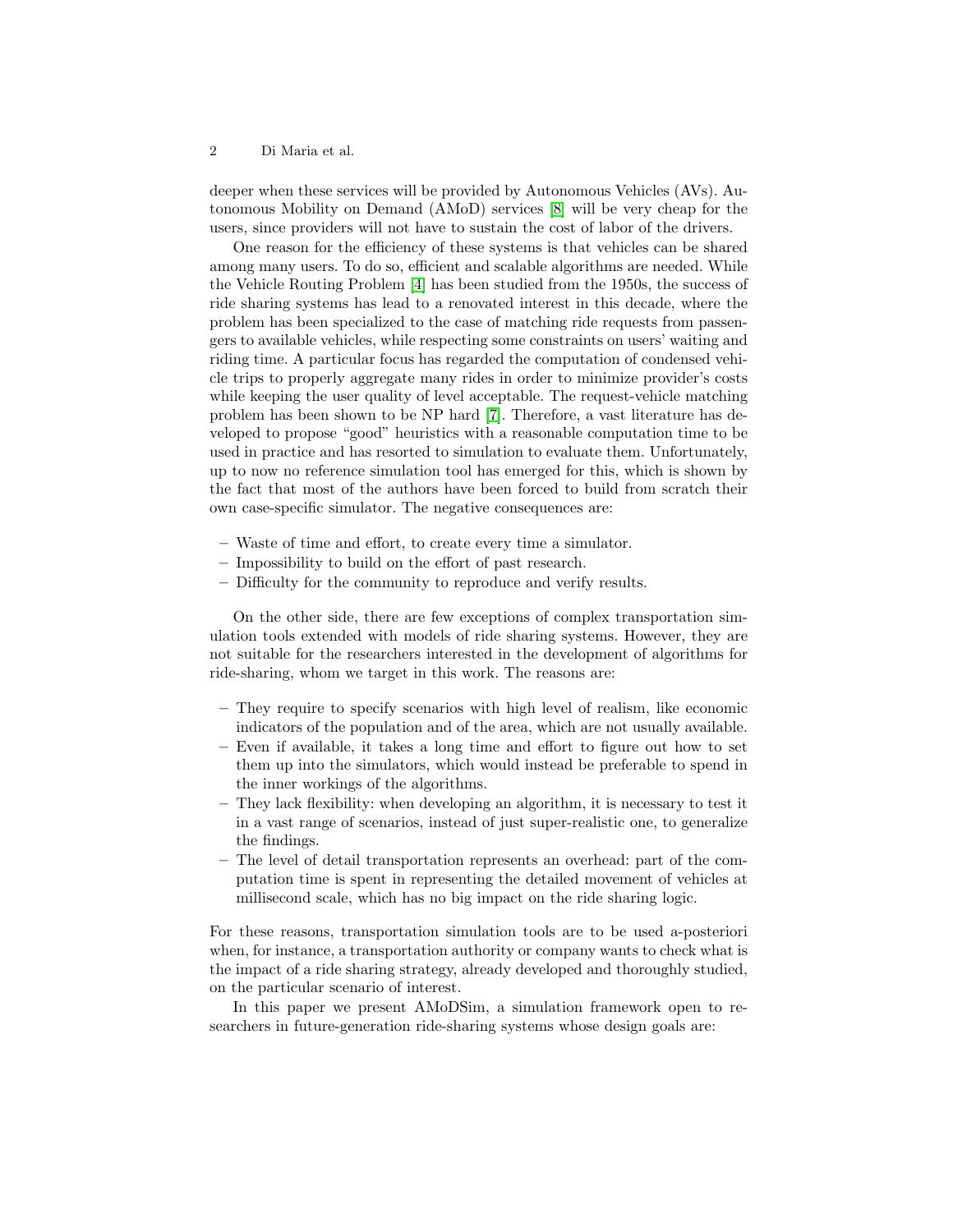deeper when these services will be provided by Autonomous Vehicles (AVs). Autonomous Mobility on Demand (AMoD) services [8] will be very cheap for the users, since providers will not have to sustain the cost of labor of the drivers.

One reason for the efficiency of these systems is that vehicles can be shared among many users. To do so, efficient and scalable algorithms are needed. While the Vehicle Routing Problem [4] has been studied from the 1950s, the success of ride sharing systems has lead to a renovated interest in this decade, where the problem has been specialized to the case of matching ride requests from passengers to available vehicles, while respecting some constraints on users' waiting and riding time. A particular focus has regarded the computation of condensed vehicle trips to properly aggregate many rides in order to minimize provider's costs while keeping the user quality of level acceptable. The request-vehicle matching problem has been shown to be NP hard [7]. Therefore, a vast literature has developed to propose "good" heuristics with a reasonable computation time to be used in practice and has resorted to simulation to evaluate them. Unfortunately, up to now no reference simulation tool has emerged for this, which is shown by the fact that most of the authors have been forced to build from scratch their own case-specific simulator. The negative consequences are:

- Waste of time and effort, to create every time a simulator.
- Impossibility to build on the effort of past research.
- Difficulty for the community to reproduce and verify results.

On the other side, there are few exceptions of complex transportation simulation tools extended with models of ride sharing systems. However, they are not suitable for the researchers interested in the development of algorithms for ride-sharing, whom we target in this work. The reasons are:

- They require to specify scenarios with high level of realism, like economic indicators of the population and of the area, which are not usually available.
- Even if available, it takes a long time and effort to figure out how to set them up into the simulators, which would instead be preferable to spend in the inner workings of the algorithms.
- They lack flexibility: when developing an algorithm, it is necessary to test it in a vast range of scenarios, instead of just super-realistic one, to generalize the findings.
- The level of detail transportation represents an overhead: part of the computation time is spent in representing the detailed movement of vehicles at millisecond scale, which has no big impact on the ride sharing logic.

For these reasons, transportation simulation tools are to be used a-posteriori when, for instance, a transportation authority or company wants to check what is the impact of a ride sharing strategy, already developed and thoroughly studied, on the particular scenario of interest.

In this paper we present AMoDSim, a simulation framework open to researchers in future-generation ride-sharing systems whose design goals are: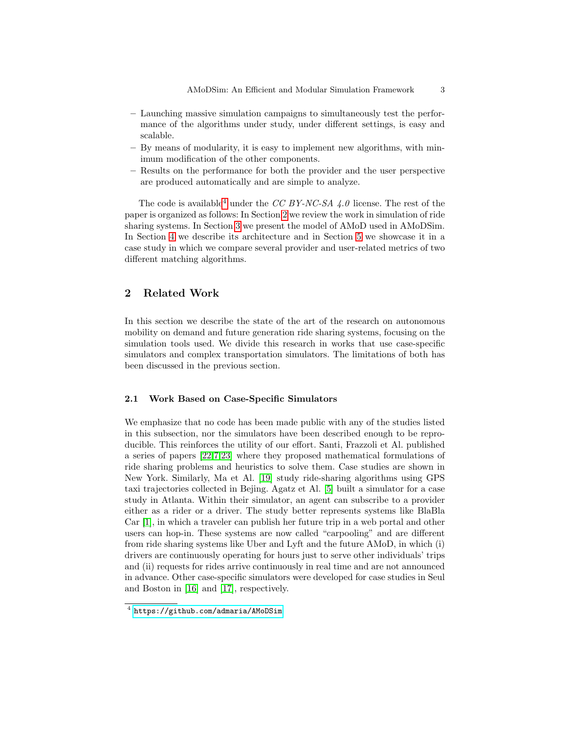- Launching massive simulation campaigns to simultaneously test the performance of the algorithms under study, under different settings, is easy and scalable.
- By means of modularity, it is easy to implement new algorithms, with minimum modification of the other components.
- Results on the performance for both the provider and the user perspective are produced automatically and are simple to analyze.

The code is available[4] under the *CC BY-NC-SA 4.0* license. The rest of the paper is organized as follows: In Section 2 we review the work in simulation of ride sharing systems. In Section 3 we present the model of AMoD used in AMoDSim. In Section 4 we describe its architecture and in Section 5 we showcase it in a case study in which we compare several provider and user-related metrics of two different matching algorithms.

## 2 Related Work

In this section we describe the state of the art of the research on autonomous mobility on demand and future generation ride sharing systems, focusing on the simulation tools used. We divide this research in works that use case-specific simulators and complex transportation simulators. The limitations of both has been discussed in the previous section.

### 2.1 Work Based on Case-Specific Simulators

We emphasize that no code has been made public with any of the studies listed in this subsection, nor the simulators have been described enough to be reproducible. This reinforces the utility of our effort. Santi, Frazzoli et Al. published a series of papers [22,7,23] where they proposed mathematical formulations of ride sharing problems and heuristics to solve them. Case studies are shown in New York. Similarly, Ma et Al. [19] study ride-sharing algorithms using GPS taxi trajectories collected in Bejing. Agatz et Al. [5] built a simulator for a case study in Atlanta. Within their simulator, an agent can subscribe to a provider either as a rider or a driver. The study better represents systems like BlaBla Car [1], in which a traveler can publish her future trip in a web portal and other users can hop-in. These systems are now called "carpooling" and are different from ride sharing systems like Uber and Lyft and the future AMoD, in which (i) drivers are continuously operating for hours just to serve other individuals' trips and (ii) requests for rides arrive continuously in real time and are not announced in advance. Other case-specific simulators were developed for case studies in Seul and Boston in [16] and [17], respectively.

[4] https://github.com/admaria/AMoDSim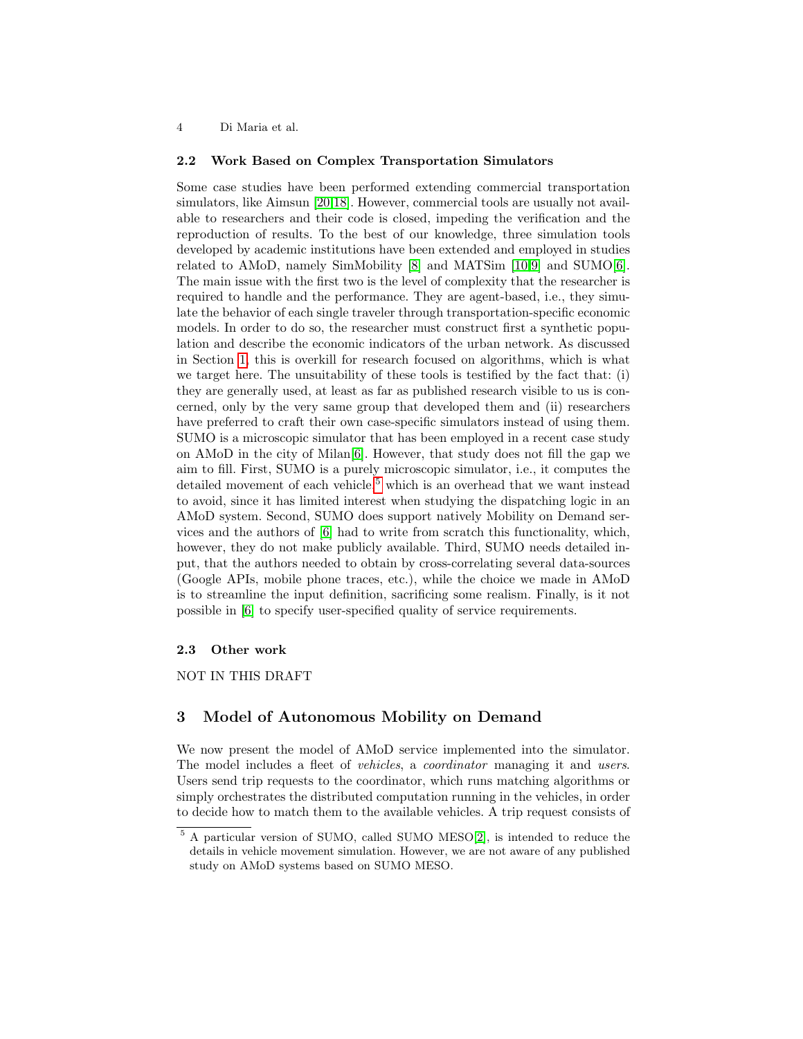### 2.2 Work Based on Complex Transportation Simulators

Some case studies have been performed extending commercial transportation simulators, like Aimsun [20,18]. However, commercial tools are usually not available to researchers and their code is closed, impeding the verification and the reproduction of results. To the best of our knowledge, three simulation tools developed by academic institutions have been extended and employed in studies related to AMoD, namely SimMobility [8] and MATSim [10,9] and SUMO [6]. The main issue with the first two is the level of complexity that the researcher is required to handle and the performance. They are agent-based, i.e., they simulate the behavior of each single traveler through transportation-specific economic models. In order to do so, the researcher must construct first a synthetic population and describe the economic indicators of the urban network. As discussed in Section 1, this is overkill for research focused on algorithms, which is what we target here. The unsuitability of these tools is testified by the fact that: (i) they are generally used, at least as far as published research visible to us is concerned, only by the very same group that developed them and (ii) researchers have preferred to craft their own case-specific simulators instead of using them. SUMO is a microscopic simulator that has been employed in a recent case study on AMoD in the city of Milan [6]. However, that study does not fill the gap we aim to fill. First, SUMO is a purely microscopic simulator, i.e., it computes the detailed movement of each vehicle,[5] which is an overhead that we want instead to avoid, since it has limited interest when studying the dispatching logic in an AMoD system. Second, SUMO does support natively Mobility on Demand services and the authors of [6] had to write from scratch this functionality, which, however, they do not make publicly available. Third, SUMO needs detailed input, that the authors needed to obtain by cross-correlating several data-sources (Google APIs, mobile phone traces, etc.), while the choice we made in AMoD is to streamline the input definition, sacrificing some realism. Finally, is it not possible in [6] to specify user-specified quality of service requirements.

### 2.3 Other work

NOT IN THIS DRAFT

## 3 Model of Autonomous Mobility on Demand

We now present the model of AMoD service implemented into the simulator. The model includes a fleet of *vehicles*, a *coordinator* managing it and *users*. Users send trip requests to the coordinator, which runs matching algorithms or simply orchestrates the distributed computation running in the vehicles, in order to decide how to match them to the available vehicles. A trip request consists of

[5] A particular version of SUMO, called SUMO MESO [2], is intended to reduce the details in vehicle movement simulation. However, we are not aware of any published study on AMoD systems based on SUMO MESO.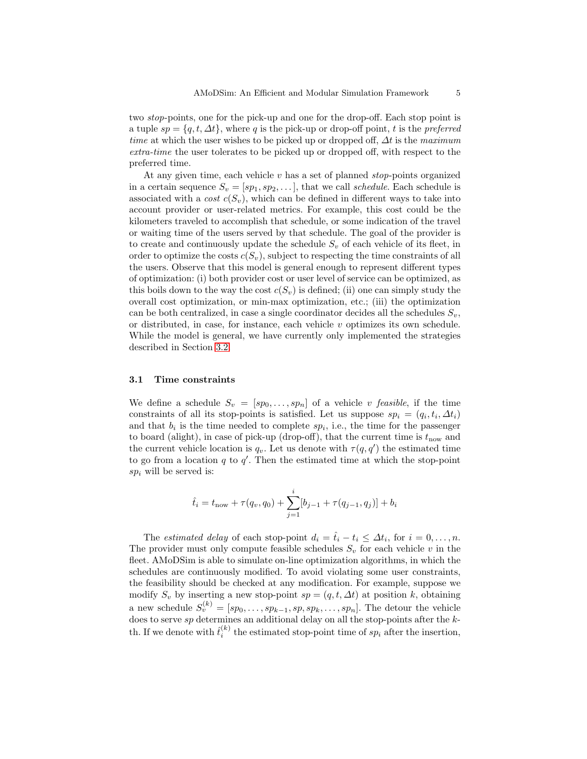two *stop*-points, one for the pick-up and one for the drop-off. Each stop point is a tuple $sp = \{q, t, \Delta t\}$, where $q$ is the pick-up or drop-off point, $t$ is the *preferred time* at which the user wishes to be picked up or dropped off, $\Delta t$ is the *maximum extra-time* the user tolerates to be picked up or dropped off, with respect to the preferred time.

At any given time, each vehicle $v$ has a set of planned *stop*-points organized in a certain sequence $S_v = [sp_1, sp_2, \dots]$, that we call *schedule*. Each schedule is associated with a *cost* $c(S_v)$, which can be defined in different ways to take into account provider or user-related metrics. For example, this cost could be the kilometers traveled to accomplish that schedule, or some indication of the travel or waiting time of the users served by that schedule. The goal of the provider is to create and continuously update the schedule $S_v$ of each vehicle of its fleet, in order to optimize the costs $c(S_v)$, subject to respecting the time constraints of all the users. Observe that this model is general enough to represent different types of optimization: (i) both provider cost or user level of service can be optimized, as this boils down to the way the cost $c(S_v)$ is defined; (ii) one can simply study the overall cost optimization, or min-max optimization, etc.; (iii) the optimization can be both centralized, in case a single coordinator decides all the schedules $S_v$, or distributed, in case, for instance, each vehicle $v$ optimizes its own schedule. While the model is general, we have currently only implemented the strategies described in Section 3.2.

### 3.1 Time constraints

We define a schedule $S_v = [sp_0, \dots, sp_n]$ of a vehicle $v$ *feasible*, if the time constraints of all its stop-points is satisfied. Let us suppose $sp_i = (q_i, t_i, \Delta t_i)$ and that $b_i$ is the time needed to complete $sp_i$, i.e., the time for the passenger to board (alight), in case of pick-up (drop-off), that the current time is $t_{\text{now}}$ and the current vehicle location is $q_v$. Let us denote with $\tau(q, q')$ the estimated time to go from a location $q$ to $q'$. Then the estimated time at which the stop-point $sp_i$ will be served is:

$$\hat{t}_i = t_{\text{now}} + \tau(q_v, q_0) + \sum_{j=1}^{i} [b_{j-1} + \tau(q_{j-1}, q_j)] + b_i$$

The *estimated delay* of each stop-point $d_i = \hat{t}_i - t_i \leq \Delta t_i$, for $i = 0, \dots, n$. The provider must only compute feasible schedules $S_v$ for each vehicle $v$ in the fleet. AMoDSim is able to simulate on-line optimization algorithms, in which the schedules are continuously modified. To avoid violating some user constraints, the feasibility should be checked at any modification. For example, suppose we modify $S_v$ by inserting a new stop-point $sp = (q, t, \Delta t)$ at position $k$, obtaining a new schedule $S_v^{(k)} = [sp_0, \dots, sp_{k-1}, sp, sp_k, \dots, sp_n]$. The detour the vehicle does to serve $sp$ determines an additional delay on all the stop-points after the $k$-th. If we denote with $\hat{t}_i^{(k)}$ the estimated stop-point time of $sp_i$ after the insertion,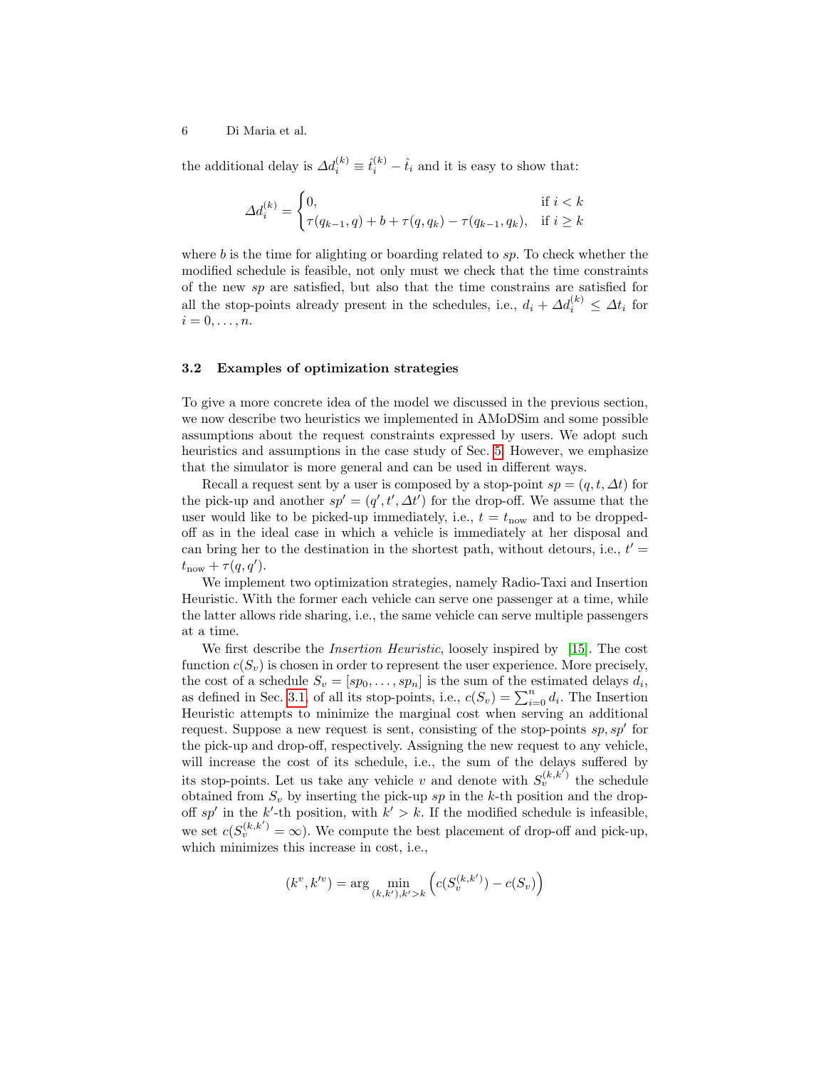the additional delay is $\Delta d_i^{(k)} \equiv \hat{t}_i^{(k)} - \hat{t}_i$ and it is easy to show that:

$$\Delta d_i^{(k)} = \begin{cases} 0, & \text{if } i < k \\ \tau(q_{k-1}, q) + b + \tau(q, q_k) - \tau(q_{k-1}, q_k), & \text{if } i \geq k \end{cases}$$

where $b$ is the time for alighting or boarding related to $sp$. To check whether the modified schedule is feasible, not only must we check that the time constraints of the new $sp$ are satisfied, but also that the time constrains are satisfied for all the stop-points already present in the schedules, i.e., $d_i + \Delta d_i^{(k)} \leq \Delta t_i$ for $i = 0, \ldots, n$.

### 3.2 Examples of optimization strategies

To give a more concrete idea of the model we discussed in the previous section, we now describe two heuristics we implemented in AMoDSim and some possible assumptions about the request constraints expressed by users. We adopt such heuristics and assumptions in the case study of Sec. 5. However, we emphasize that the simulator is more general and can be used in different ways.

Recall a request sent by a user is composed by a stop-point $sp = (q, t, \Delta t)$ for the pick-up and another $sp' = (q', t', \Delta t')$ for the drop-off. We assume that the user would like to be picked-up immediately, i.e., $t = t_{\text{now}}$ and to be dropped-off as in the ideal case in which a vehicle is immediately at her disposal and can bring her to the destination in the shortest path, without detours, i.e., $t' = t_{\text{now}} + \tau(q, q')$.

We implement two optimization strategies, namely Radio-Taxi and Insertion Heuristic. With the former each vehicle can serve one passenger at a time, while the latter allows ride sharing, i.e., the same vehicle can serve multiple passengers at a time.

We first describe the *Insertion Heuristic*, loosely inspired by [15]. The cost function $c(S_v)$ is chosen in order to represent the user experience. More precisely, the cost of a schedule $S_v = [sp_0, \ldots, sp_n]$ is the sum of the estimated delays $d_i$, as defined in Sec. 3.1, of all its stop-points, i.e., $c(S_v) = \sum_{i=0}^{n} d_i$. The Insertion Heuristic attempts to minimize the marginal cost when serving an additional request. Suppose a new request is sent, consisting of the stop-points $sp, sp'$ for the pick-up and drop-off, respectively. Assigning the new request to any vehicle, will increase the cost of its schedule, i.e., the sum of the delays suffered by its stop-points. Let us take any vehicle $v$ and denote with $S_v^{(k,k')}$ the schedule obtained from $S_v$ by inserting the pick-up $sp$ in the $k$-th position and the drop-off $sp'$ in the $k'$-th position, with $k' > k$. If the modified schedule is infeasible, we set $c(S_v^{(k,k')} = \infty)$. We compute the best placement of drop-off and pick-up, which minimizes this increase in cost, i.e.,

$$(k^v, k'^v) = \arg \min_{(k,k'), k' > k} \left( c(S_v^{(k,k')}) - c(S_v) \right)$$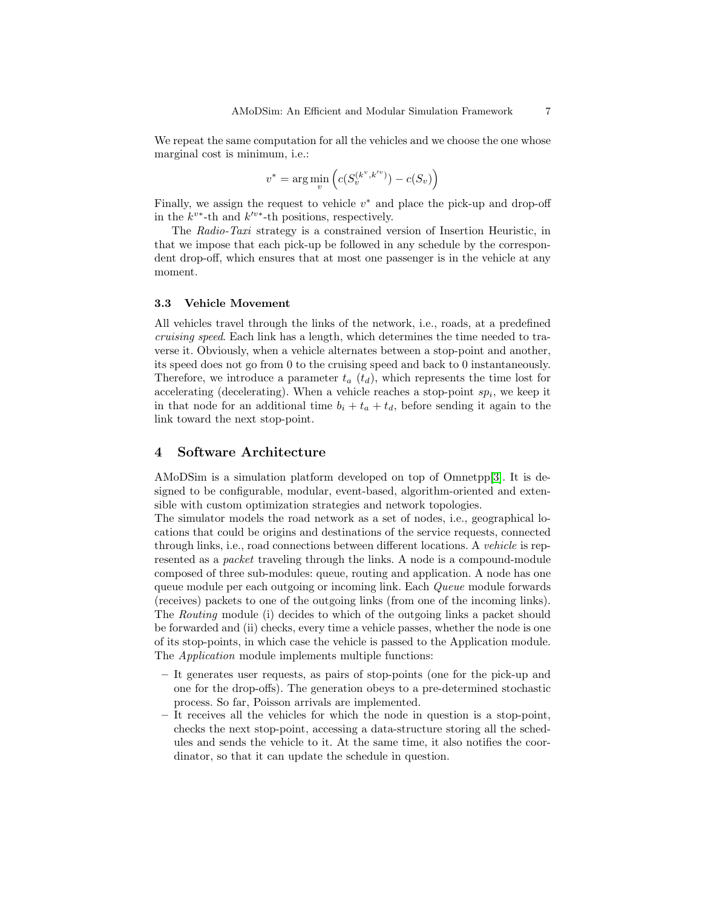We repeat the same computation for all the vehicles and we choose the one whose marginal cost is minimum, i.e.:

$$v^* = \arg\min_v \left( c(S_v^{(k^v,k'^v)}) - c(S_v) \right)$$

Finally, we assign the request to vehicle $v^*$ and place the pick-up and drop-off in the $k^{v*}$-th and $k'^{v*}$-th positions, respectively.

The *Radio-Taxi* strategy is a constrained version of Insertion Heuristic, in that we impose that each pick-up be followed in any schedule by the correspondent drop-off, which ensures that at most one passenger is in the vehicle at any moment.

### 3.3 Vehicle Movement

All vehicles travel through the links of the network, i.e., roads, at a predefined *cruising speed*. Each link has a length, which determines the time needed to traverse it. Obviously, when a vehicle alternates between a stop-point and another, its speed does not go from 0 to the cruising speed and back to 0 instantaneously. Therefore, we introduce a parameter $t_a$ ($t_d$), which represents the time lost for accelerating (decelerating). When a vehicle reaches a stop-point $sp_i$, we keep it in that node for an additional time $b_i + t_a + t_d$, before sending it again to the link toward the next stop-point.

## 4 Software Architecture

AMoDSim is a simulation platform developed on top of Omnetpp[3]. It is designed to be configurable, modular, event-based, algorithm-oriented and extensible with custom optimization strategies and network topologies.
The simulator models the road network as a set of nodes, i.e., geographical locations that could be origins and destinations of the service requests, connected through links, i.e., road connections between different locations. A *vehicle* is represented as a *packet* traveling through the links. A node is a compound-module composed of three sub-modules: queue, routing and application. A node has one queue module per each outgoing or incoming link. Each *Queue* module forwards (receives) packets to one of the outgoing links (from one of the incoming links). The *Routing* module (i) decides to which of the outgoing links a packet should be forwarded and (ii) checks, every time a vehicle passes, whether the node is one of its stop-points, in which case the vehicle is passed to the Application module. The *Application* module implements multiple functions:

- It generates user requests, as pairs of stop-points (one for the pick-up and one for the drop-offs). The generation obeys to a pre-determined stochastic process. So far, Poisson arrivals are implemented.
- It receives all the vehicles for which the node in question is a stop-point, checks the next stop-point, accessing a data-structure storing all the schedules and sends the vehicle to it. At the same time, it also notifies the coordinator, so that it can update the schedule in question.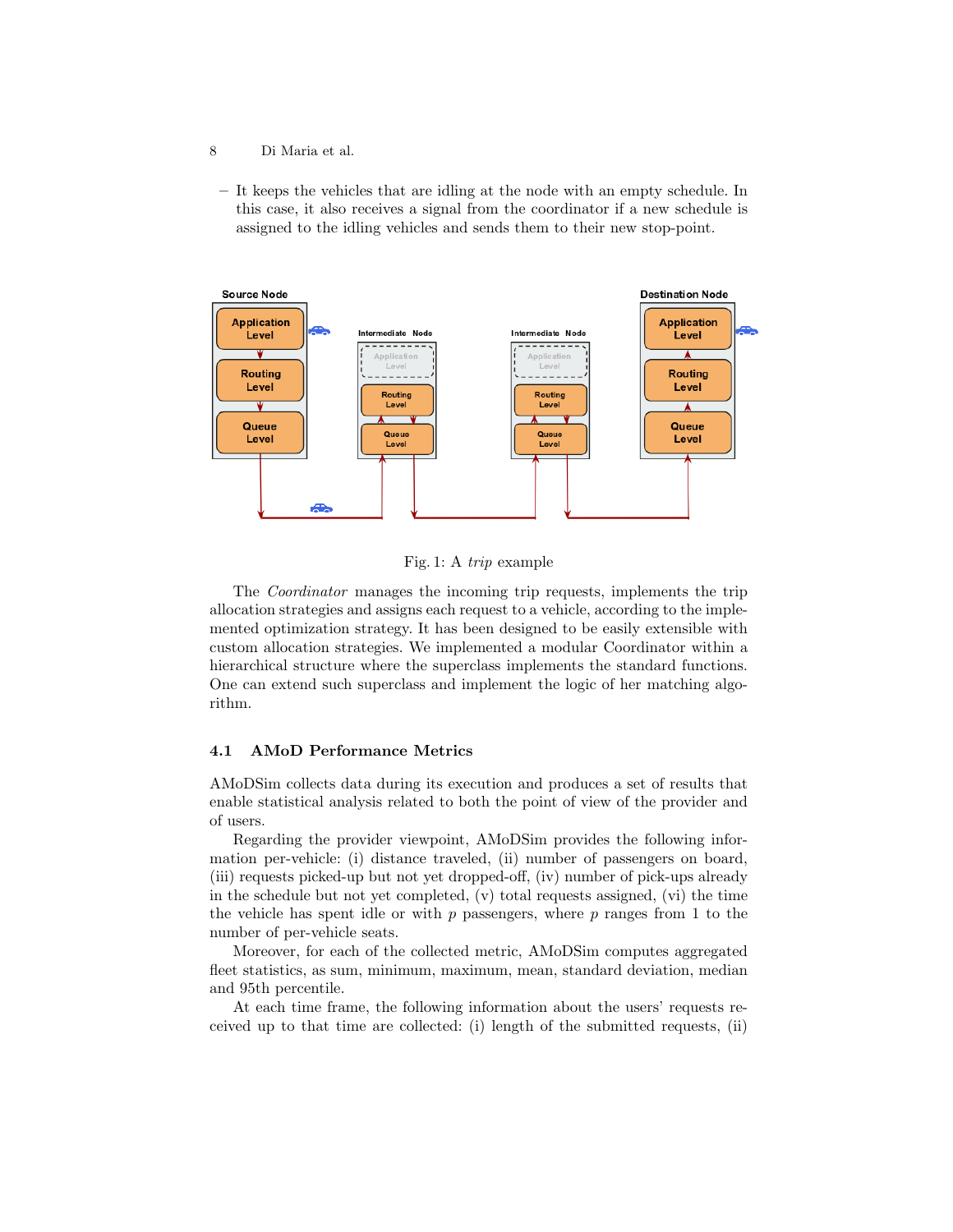– It keeps the vehicles that are idling at the node with an empty schedule. In this case, it also receives a signal from the coordinator if a new schedule is assigned to the idling vehicles and sends them to their new stop-point.

Fig. 1: A *trip* example

The *Coordinator* manages the incoming trip requests, implements the trip allocation strategies and assigns each request to a vehicle, according to the implemented optimization strategy. It has been designed to be easily extensible with custom allocation strategies. We implemented a modular Coordinator within a hierarchical structure where the superclass implements the standard functions. One can extend such superclass and implement the logic of her matching algorithm.

### 4.1 AMoD Performance Metrics

AMoDSim collects data during its execution and produces a set of results that enable statistical analysis related to both the point of view of the provider and of users.

Regarding the provider viewpoint, AMoDSim provides the following information per-vehicle: (i) distance traveled, (ii) number of passengers on board, (iii) requests picked-up but not yet dropped-off, (iv) number of pick-ups already in the schedule but not yet completed, (v) total requests assigned, (vi) the time the vehicle has spent idle or with $p$ passengers, where $p$ ranges from 1 to the number of per-vehicle seats.

Moreover, for each of the collected metric, AMoDSim computes aggregated fleet statistics, as sum, minimum, maximum, mean, standard deviation, median and 95th percentile.

At each time frame, the following information about the users' requests received up to that time are collected: (i) length of the submitted requests, (ii)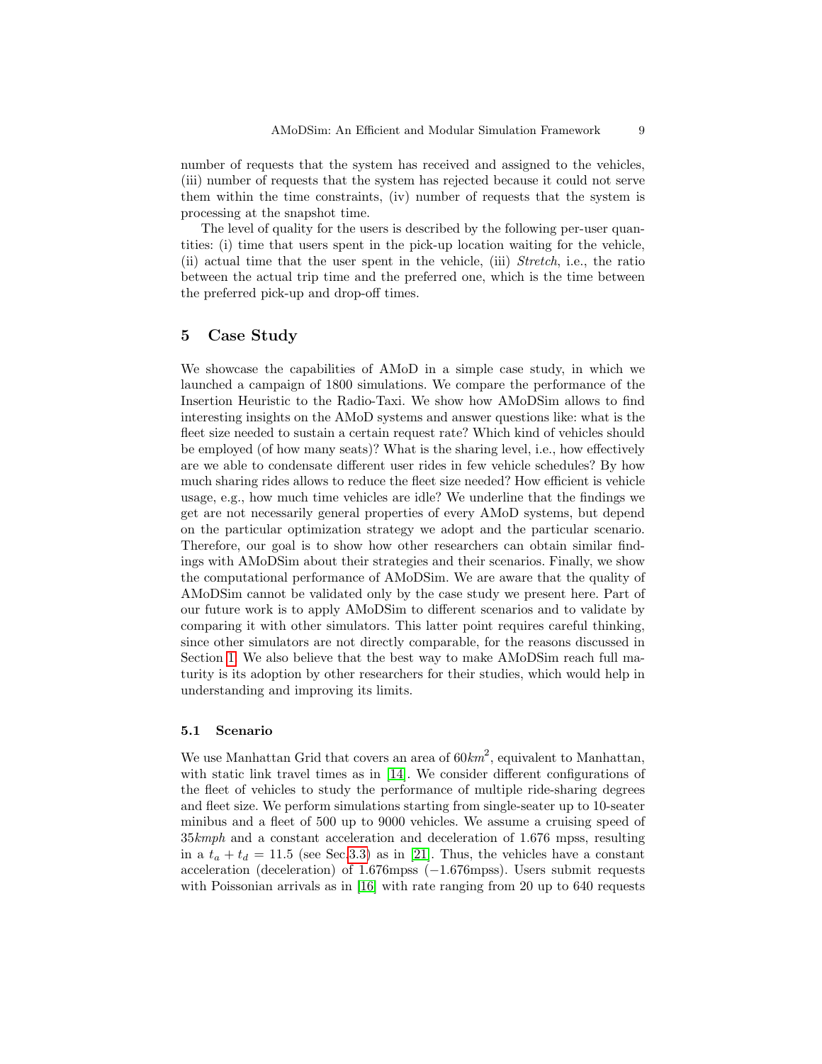number of requests that the system has received and assigned to the vehicles, (iii) number of requests that the system has rejected because it could not serve them within the time constraints, (iv) number of requests that the system is processing at the snapshot time.

The level of quality for the users is described by the following per-user quantities: (i) time that users spent in the pick-up location waiting for the vehicle, (ii) actual time that the user spent in the vehicle, (iii) *Stretch*, i.e., the ratio between the actual trip time and the preferred one, which is the time between the preferred pick-up and drop-off times.

## 5 Case Study

We showcase the capabilities of AMoD in a simple case study, in which we launched a campaign of 1800 simulations. We compare the performance of the Insertion Heuristic to the Radio-Taxi. We show how AMoDSim allows to find interesting insights on the AMoD systems and answer questions like: what is the fleet size needed to sustain a certain request rate? Which kind of vehicles should be employed (of how many seats)? What is the sharing level, i.e., how effectively are we able to condensate different user rides in few vehicle schedules? By how much sharing rides allows to reduce the fleet size needed? How efficient is vehicle usage, e.g., how much time vehicles are idle? We underline that the findings we get are not necessarily general properties of every AMoD systems, but depend on the particular optimization strategy we adopt and the particular scenario. Therefore, our goal is to show how other researchers can obtain similar findings with AMoDSim about their strategies and their scenarios. Finally, we show the computational performance of AMoDSim. We are aware that the quality of AMoDSim cannot be validated only by the case study we present here. Part of our future work is to apply AMoDSim to different scenarios and to validate by comparing it with other simulators. This latter point requires careful thinking, since other simulators are not directly comparable, for the reasons discussed in Section 1. We also believe that the best way to make AMoDSim reach full maturity is its adoption by other researchers for their studies, which would help in understanding and improving its limits.

### 5.1 Scenario

We use Manhattan Grid that covers an area of $60km^2$, equivalent to Manhattan, with static link travel times as in [14]. We consider different configurations of the fleet of vehicles to study the performance of multiple ride-sharing degrees and fleet size. We perform simulations starting from single-seater up to 10-seater minibus and a fleet of 500 up to 9000 vehicles. We assume a cruising speed of $35kmph$ and a constant acceleration and deceleration of 1.676 mpss, resulting in a $t_a + t_d = 11.5$ (see Sec.3.3) as in [21]. Thus, the vehicles have a constant acceleration (deceleration) of 1.676mpss (−1.676mpss). Users submit requests with Poissonian arrivals as in [16] with rate ranging from 20 up to 640 requests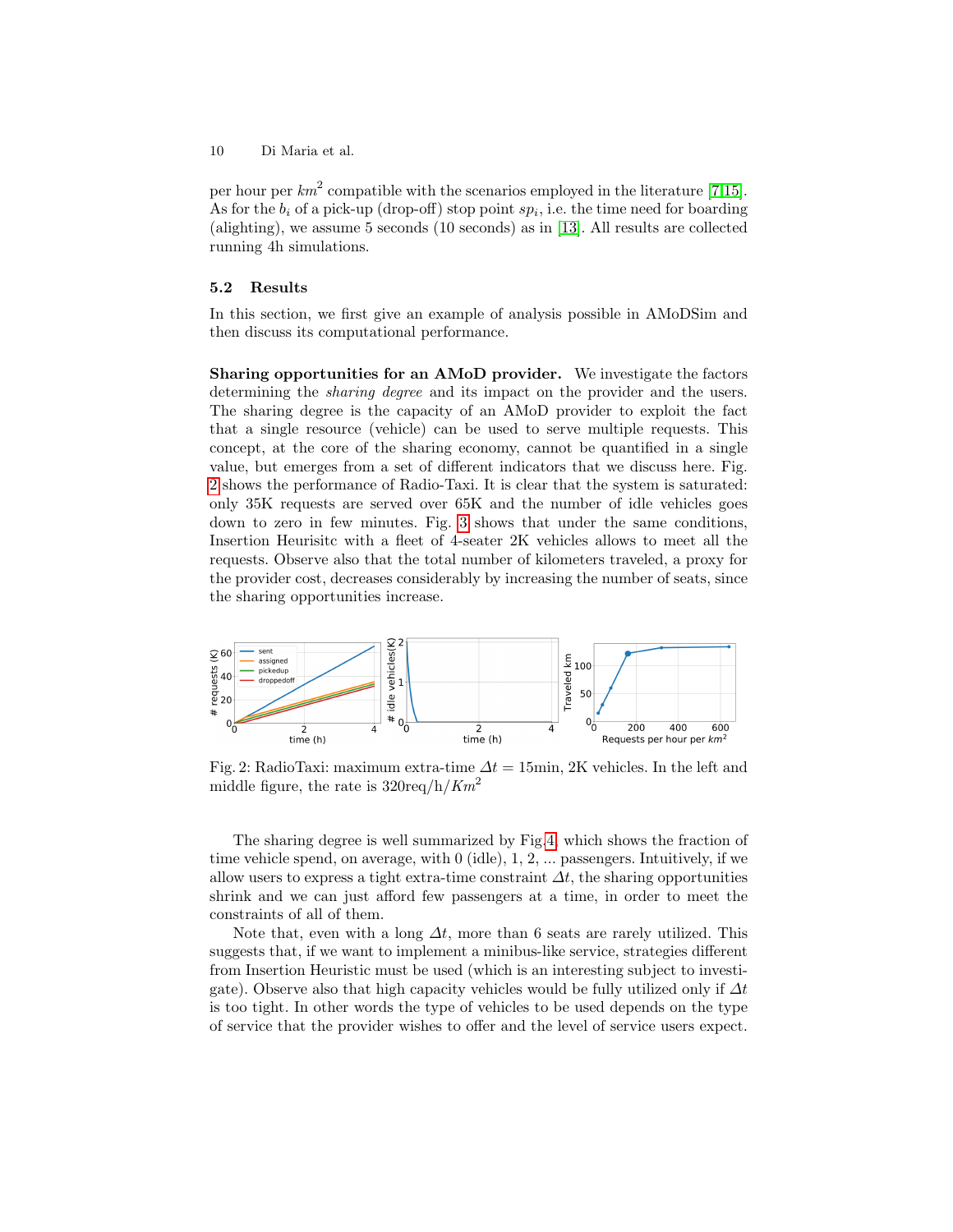per hour per $km^2$ compatible with the scenarios employed in the literature [7,15]. As for the $b_i$ of a pick-up (drop-off) stop point $sp_i$, i.e. the time need for boarding (alighting), we assume 5 seconds (10 seconds) as in [13]. All results are collected running 4h simulations.

### 5.2 Results

In this section, we first give an example of analysis possible in AMoDSim and then discuss its computational performance.

**Sharing opportunities for an AMoD provider.** We investigate the factors determining the *sharing degree* and its impact on the provider and the users. The sharing degree is the capacity of an AMoD provider to exploit the fact that a single resource (vehicle) can be used to serve multiple requests. This concept, at the core of the sharing economy, cannot be quantified in a single value, but emerges from a set of different indicators that we discuss here. Fig. 2 shows the performance of Radio-Taxi. It is clear that the system is saturated: only 35K requests are served over 65K and the number of idle vehicles goes down to zero in few minutes. Fig. 3 shows that under the same conditions, Insertion Heurisitc with a fleet of 4-seater 2K vehicles allows to meet all the requests. Observe also that the total number of kilometers traveled, a proxy for the provider cost, decreases considerably by increasing the number of seats, since the sharing opportunities increase.

Fig. 2: RadioTaxi: maximum extra-time $\Delta t$ = 15min, 2K vehicles. In the left and middle figure, the rate is 320req/h/$Km^2$

The sharing degree is well summarized by Fig.4, which shows the fraction of time vehicle spend, on average, with 0 (idle), 1, 2, ... passengers. Intuitively, if we allow users to express a tight extra-time constraint $\Delta t$, the sharing opportunities shrink and we can just afford few passengers at a time, in order to meet the constraints of all of them.

Note that, even with a long $\Delta t$, more than 6 seats are rarely utilized. This suggests that, if we want to implement a minibus-like service, strategies different from Insertion Heuristic must be used (which is an interesting subject to investigate). Observe also that high capacity vehicles would be fully utilized only if $\Delta t$ is too tight. In other words the type of vehicles to be used depends on the type of service that the provider wishes to offer and the level of service users expect.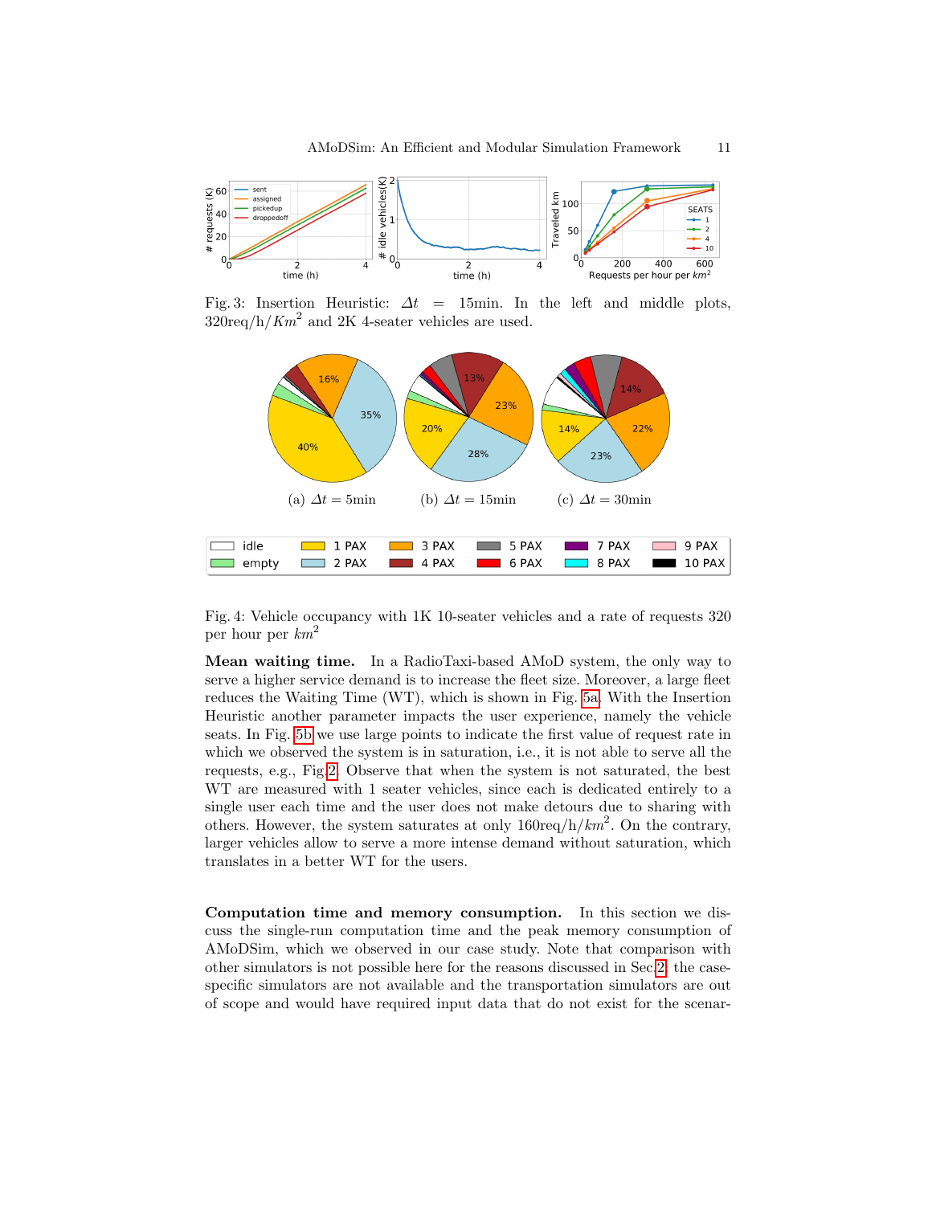Fig. 3: Insertion Heuristic: $\Delta t = 15$min. In the left and middle plots, 320req/h/$Km^2$ and 2K 4-seater vehicles are used.

(a) $\Delta t = 5$min (b) $\Delta t = 15$min (c) $\Delta t = 30$min

Fig. 4: Vehicle occupancy with 1K 10-seater vehicles and a rate of requests 320 per hour per $km^2$

**Mean waiting time.** In a RadioTaxi-based AMoD system, the only way to serve a higher service demand is to increase the fleet size. Moreover, a large fleet reduces the Waiting Time (WT), which is shown in Fig. 5a. With the Insertion Heuristic another parameter impacts the user experience, namely the vehicle seats. In Fig. 5b we use large points to indicate the first value of request rate in which we observed the system is in saturation, i.e., it is not able to serve all the requests, e.g., Fig.2. Observe that when the system is not saturated, the best WT are measured with 1 seater vehicles, since each is dedicated entirely to a single user each time and the user does not make detours due to sharing with others. However, the system saturates at only 160req/h/$km^2$. On the contrary, larger vehicles allow to serve a more intense demand without saturation, which translates in a better WT for the users.

**Computation time and memory consumption.** In this section we discuss the single-run computation time and the peak memory consumption of AMoDSim, which we observed in our case study. Note that comparison with other simulators is not possible here for the reasons discussed in Sec.2: the case-specific simulators are not available and the transportation simulators are out of scope and would have required input data that do not exist for the scenar-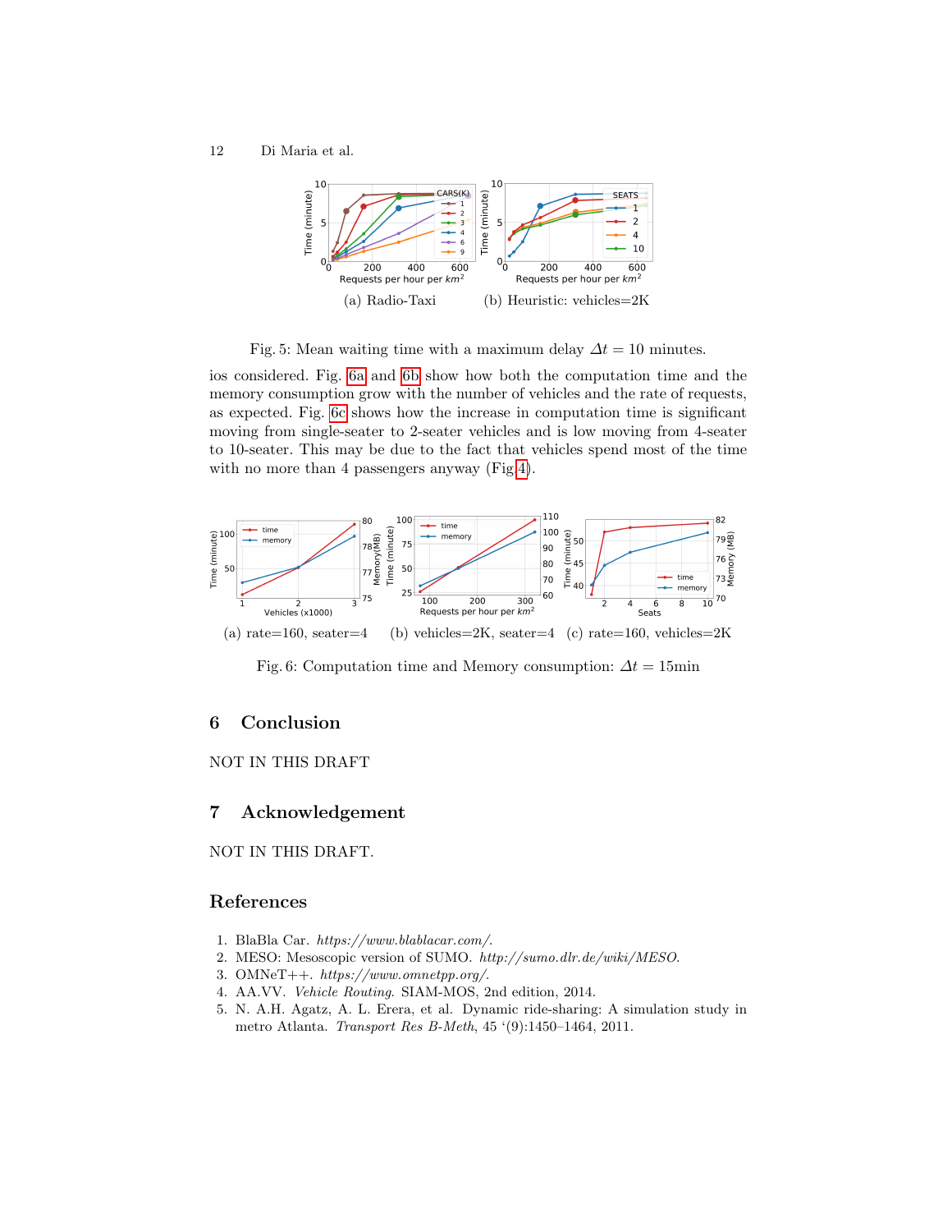(a) Radio-Taxi

(b) Heuristic: vehicles=2K

Fig. 5: Mean waiting time with a maximum delay $\Delta t = 10$ minutes.

ios considered. Fig. 6a and 6b show how both the computation time and the memory consumption grow with the number of vehicles and the rate of requests, as expected. Fig. 6c shows how the increase in computation time is significant moving from single-seater to 2-seater vehicles and is low moving from 4-seater to 10-seater. This may be due to the fact that vehicles spend most of the time with no more than 4 passengers anyway (Fig 4).

(a) rate=160, seater=4 (b) vehicles=2K, seater=4 (c) rate=160, vehicles=2K

Fig. 6: Computation time and Memory consumption: $\Delta t = 15$min

## 6 Conclusion

NOT IN THIS DRAFT

## 7 Acknowledgement

NOT IN THIS DRAFT.

## References

1. BlaBla Car. *https://www.blablacar.com/*.
2. MESO: Mesoscopic version of SUMO. *http://sumo.dlr.de/wiki/MESO*.
3. OMNeT++. *https://www.omnetpp.org/*.
4. AA.VV. *Vehicle Routing*. SIAM-MOS, 2nd edition, 2014.
5. N. A.H. Agatz, A. L. Erera, et al. Dynamic ride-sharing: A simulation study in metro Atlanta. *Transport Res B-Meth*, 45 '(9):1450–1464, 2011.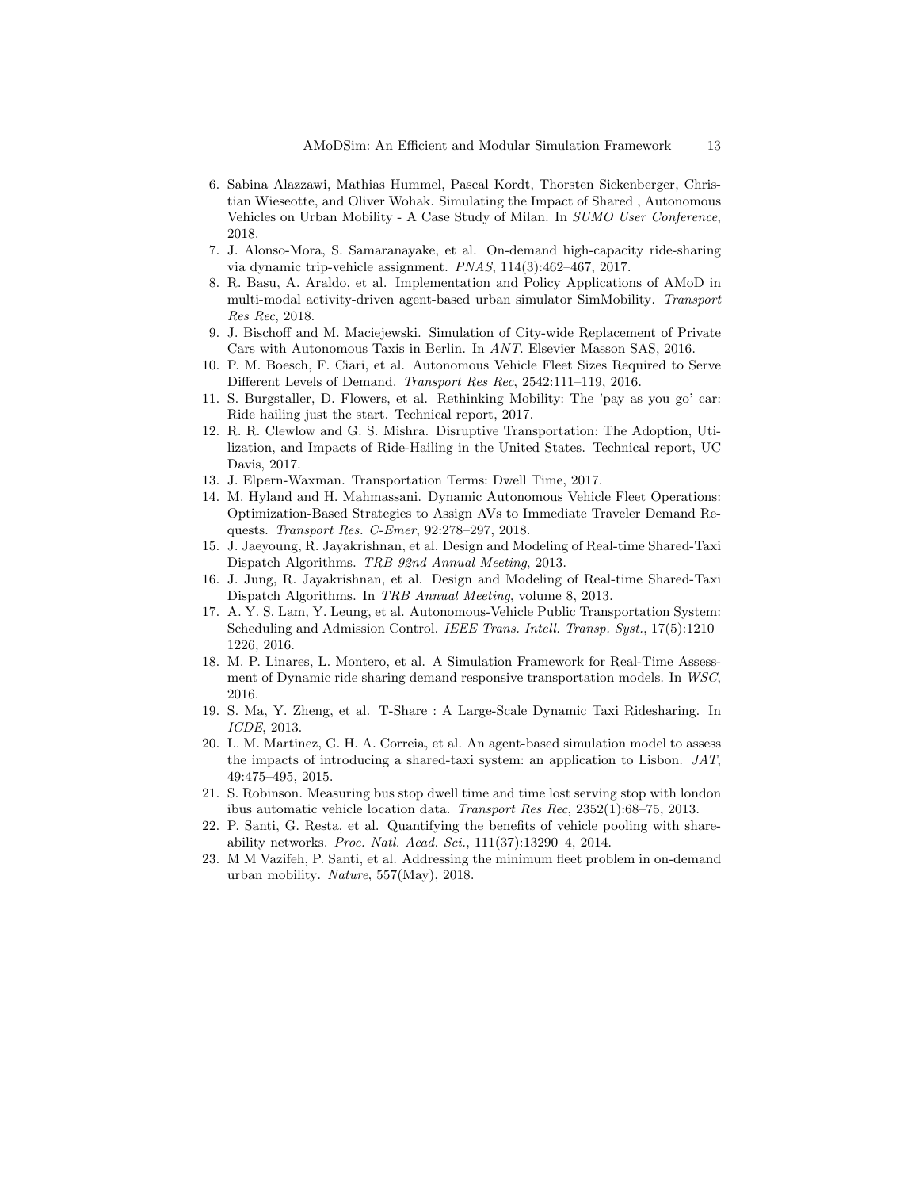6. Sabina Alazzawi, Mathias Hummel, Pascal Kordt, Thorsten Sickenberger, Christian Wieseotte, and Oliver Wohak. Simulating the Impact of Shared , Autonomous Vehicles on Urban Mobility - A Case Study of Milan. In *SUMO User Conference*, 2018.
7. J. Alonso-Mora, S. Samaranayake, et al. On-demand high-capacity ride-sharing via dynamic trip-vehicle assignment. *PNAS*, 114(3):462–467, 2017.
8. R. Basu, A. Araldo, et al. Implementation and Policy Applications of AMoD in multi-modal activity-driven agent-based urban simulator SimMobility. *Transport Res Rec*, 2018.
9. J. Bischoff and M. Maciejewski. Simulation of City-wide Replacement of Private Cars with Autonomous Taxis in Berlin. In *ANT*. Elsevier Masson SAS, 2016.
10. P. M. Boesch, F. Ciari, et al. Autonomous Vehicle Fleet Sizes Required to Serve Different Levels of Demand. *Transport Res Rec*, 2542:111–119, 2016.
11. S. Burgstaller, D. Flowers, et al. Rethinking Mobility: The 'pay as you go' car: Ride hailing just the start. Technical report, 2017.
12. R. R. Clewlow and G. S. Mishra. Disruptive Transportation: The Adoption, Utilization, and Impacts of Ride-Hailing in the United States. Technical report, UC Davis, 2017.
13. J. Elpern-Waxman. Transportation Terms: Dwell Time, 2017.
14. M. Hyland and H. Mahmassani. Dynamic Autonomous Vehicle Fleet Operations: Optimization-Based Strategies to Assign AVs to Immediate Traveler Demand Requests. *Transport Res. C-Emer*, 92:278–297, 2018.
15. J. Jaeyoung, R. Jayakrishnan, et al. Design and Modeling of Real-time Shared-Taxi Dispatch Algorithms. *TRB 92nd Annual Meeting*, 2013.
16. J. Jung, R. Jayakrishnan, et al. Design and Modeling of Real-time Shared-Taxi Dispatch Algorithms. In *TRB Annual Meeting*, volume 8, 2013.
17. A. Y. S. Lam, Y. Leung, et al. Autonomous-Vehicle Public Transportation System: Scheduling and Admission Control. *IEEE Trans. Intell. Transp. Syst.*, 17(5):1210–1226, 2016.
18. M. P. Linares, L. Montero, et al. A Simulation Framework for Real-Time Assessment of Dynamic ride sharing demand responsive transportation models. In *WSC*, 2016.
19. S. Ma, Y. Zheng, et al. T-Share : A Large-Scale Dynamic Taxi Ridesharing. In *ICDE*, 2013.
20. L. M. Martinez, G. H. A. Correia, et al. An agent-based simulation model to assess the impacts of introducing a shared-taxi system: an application to Lisbon. *JAT*, 49:475–495, 2015.
21. S. Robinson. Measuring bus stop dwell time and time lost serving stop with london ibus automatic vehicle location data. *Transport Res Rec*, 2352(1):68–75, 2013.
22. P. Santi, G. Resta, et al. Quantifying the benefits of vehicle pooling with shareability networks. *Proc. Natl. Acad. Sci.*, 111(37):13290–4, 2014.
23. M M Vazifeh, P. Santi, et al. Addressing the minimum fleet problem in on-demand urban mobility. *Nature*, 557(May), 2018.